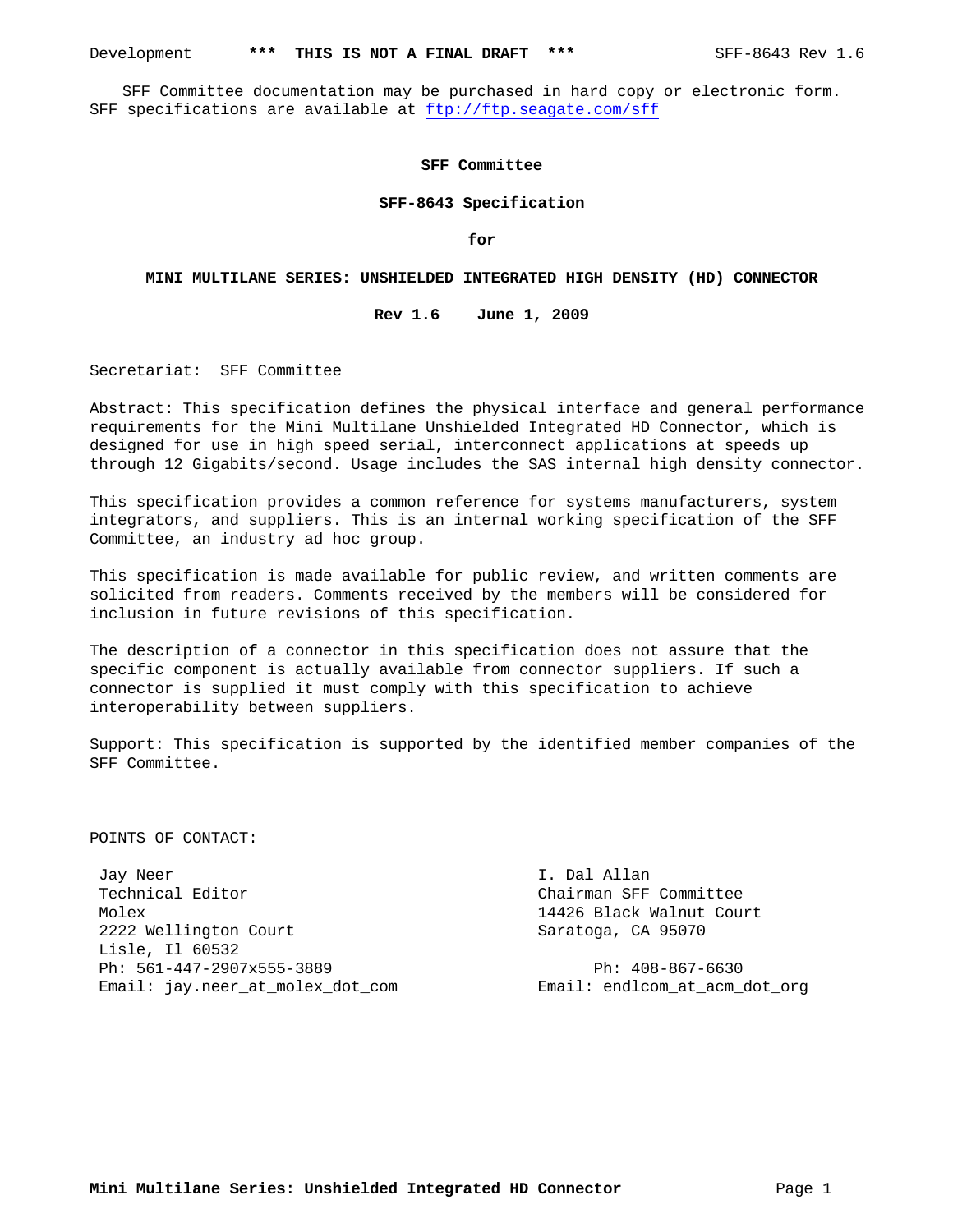SFF Committee documentation may be purchased in hard copy or electronic form. SFF specifications are available at ftp://ftp.seagate.com/sff

**SFF Committee**

**SFF-8643 Specification**

**for**

# MINI MULTILANE SERIES: UNSHIELDED INTEGRATED HIGH DENSITY (HD) CONNECTOR

**Rev 1.6 June 1, 2009**

Secretariat: SFF Committee

Abstract: This specification defines the physical interface and general performance requirements for the Mini Multilane Unshielded Integrated HD Connector, which is designed for use in high speed serial, interconnect applications at speeds up through 12 Gigabits/second. Usage includes the SAS internal high density connector.

This specification provides a common reference for systems manufacturers, system integrators, and suppliers. This is an internal working specification of the SFF Committee, an industry ad hoc group.

This specification is made available for public review, and written comments are solicited from readers. Comments received by the members will be considered for inclusion in future revisions of this specification.

The description of a connector in this specification does not assure that the specific component is actually available from connector suppliers. If such a connector is supplied it must comply with this specification to achieve interoperability between suppliers.

Support: This specification is supported by the identified member companies of the SFF Committee.

POINTS OF CONTACT:

Jay Neer
Technical Editor
Molex
2222 Wellington Court
Lisle, Il 60532
Ph: 561-447-2907x555-3889
Email: jay.neer_at_molex_dot_com

I. Dal Allan
Chairman SFF Committee
14426 Black Walnut Court
Saratoga, CA 95070
Ph: 408-867-6630
Email: endlcom_at_acm_dot_org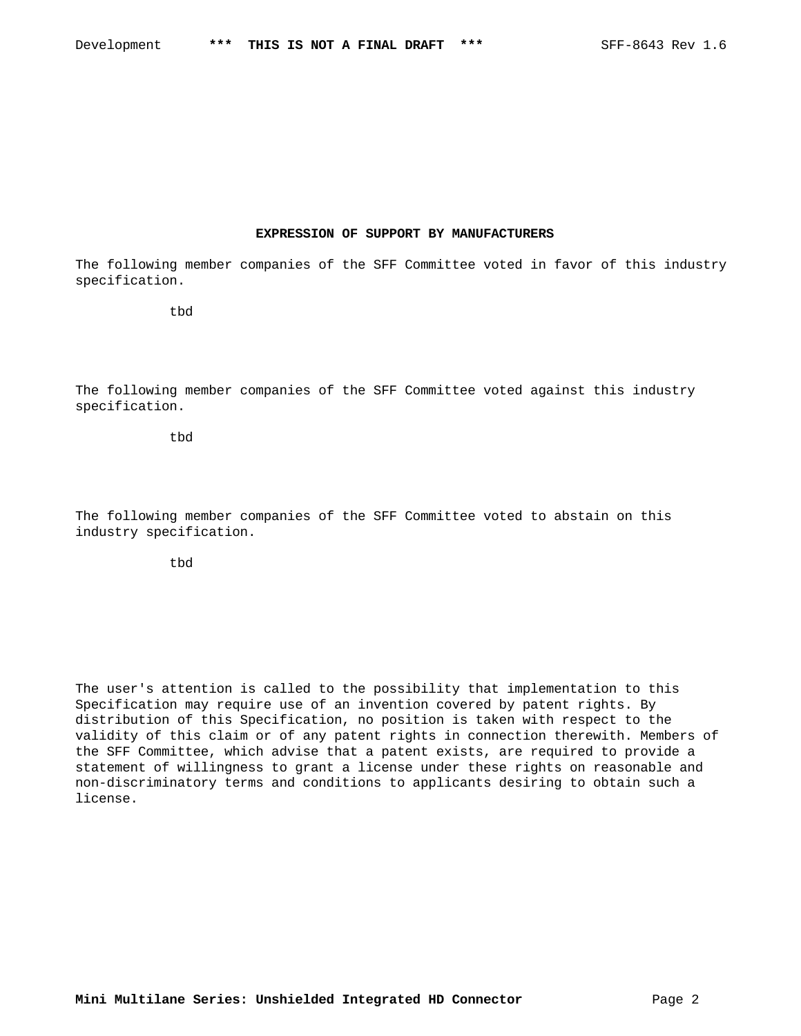**EXPRESSION OF SUPPORT BY MANUFACTURERS**

The following member companies of the SFF Committee voted in favor of this industry specification.

tbd

The following member companies of the SFF Committee voted against this industry specification.

tbd

The following member companies of the SFF Committee voted to abstain on this industry specification.

tbd

The user's attention is called to the possibility that implementation to this Specification may require use of an invention covered by patent rights. By distribution of this Specification, no position is taken with respect to the validity of this claim or of any patent rights in connection therewith. Members of the SFF Committee, which advise that a patent exists, are required to provide a statement of willingness to grant a license under these rights on reasonable and non-discriminatory terms and conditions to applicants desiring to obtain such a license.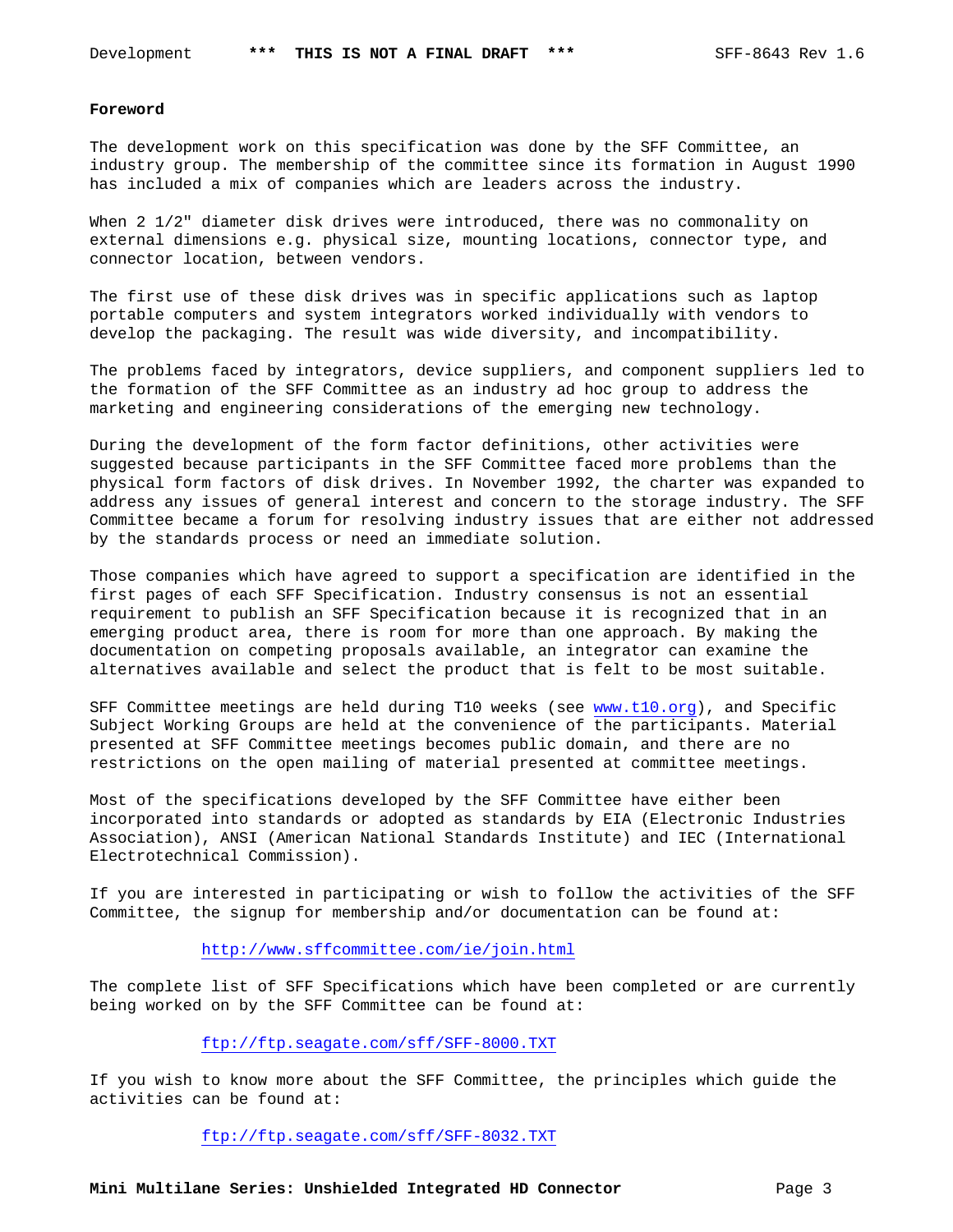## Foreword

The development work on this specification was done by the SFF Committee, an industry group. The membership of the committee since its formation in August 1990 has included a mix of companies which are leaders across the industry.

When 2 1/2" diameter disk drives were introduced, there was no commonality on external dimensions e.g. physical size, mounting locations, connector type, and connector location, between vendors.

The first use of these disk drives was in specific applications such as laptop portable computers and system integrators worked individually with vendors to develop the packaging. The result was wide diversity, and incompatibility.

The problems faced by integrators, device suppliers, and component suppliers led to the formation of the SFF Committee as an industry ad hoc group to address the marketing and engineering considerations of the emerging new technology.

During the development of the form factor definitions, other activities were suggested because participants in the SFF Committee faced more problems than the physical form factors of disk drives. In November 1992, the charter was expanded to address any issues of general interest and concern to the storage industry. The SFF Committee became a forum for resolving industry issues that are either not addressed by the standards process or need an immediate solution.

Those companies which have agreed to support a specification are identified in the first pages of each SFF Specification. Industry consensus is not an essential requirement to publish an SFF Specification because it is recognized that in an emerging product area, there is room for more than one approach. By making the documentation on competing proposals available, an integrator can examine the alternatives available and select the product that is felt to be most suitable.

SFF Committee meetings are held during T10 weeks (see www.t10.org), and Specific Subject Working Groups are held at the convenience of the participants. Material presented at SFF Committee meetings becomes public domain, and there are no restrictions on the open mailing of material presented at committee meetings.

Most of the specifications developed by the SFF Committee have either been incorporated into standards or adopted as standards by EIA (Electronic Industries Association), ANSI (American National Standards Institute) and IEC (International Electrotechnical Commission).

If you are interested in participating or wish to follow the activities of the SFF Committee, the signup for membership and/or documentation can be found at:

http://www.sffcommittee.com/ie/join.html

The complete list of SFF Specifications which have been completed or are currently being worked on by the SFF Committee can be found at:

ftp://ftp.seagate.com/sff/SFF-8000.TXT

If you wish to know more about the SFF Committee, the principles which guide the activities can be found at:

ftp://ftp.seagate.com/sff/SFF-8032.TXT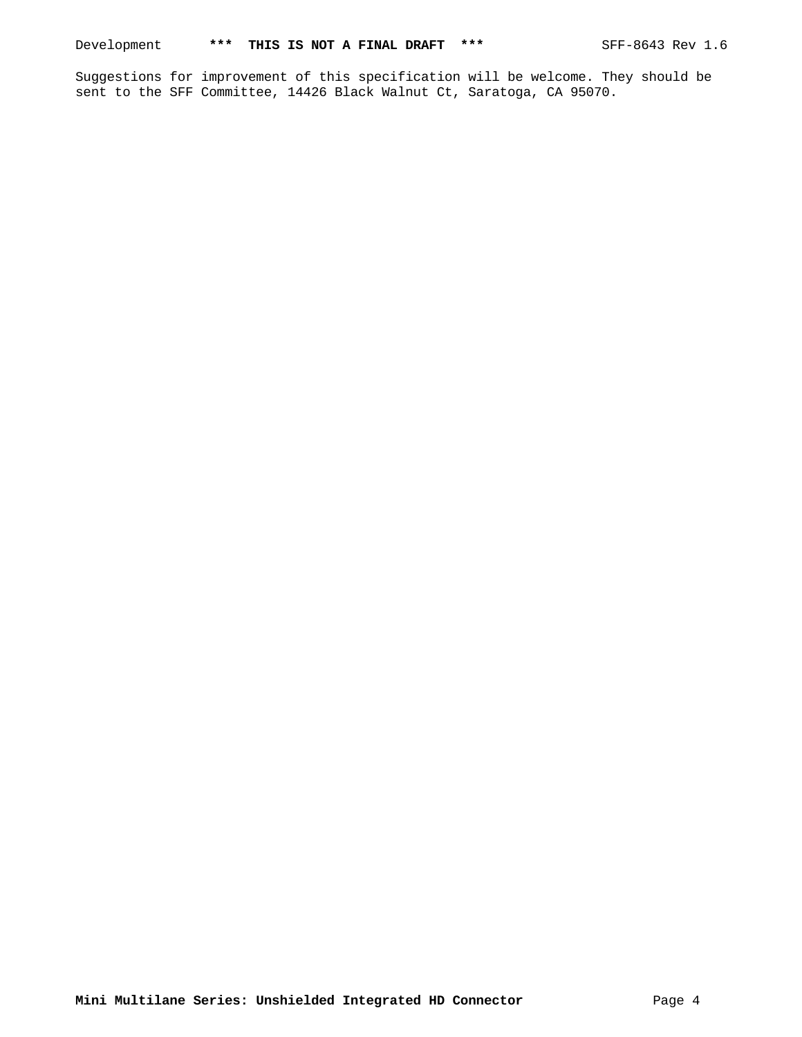Suggestions for improvement of this specification will be welcome. They should be sent to the SFF Committee, 14426 Black Walnut Ct, Saratoga, CA 95070.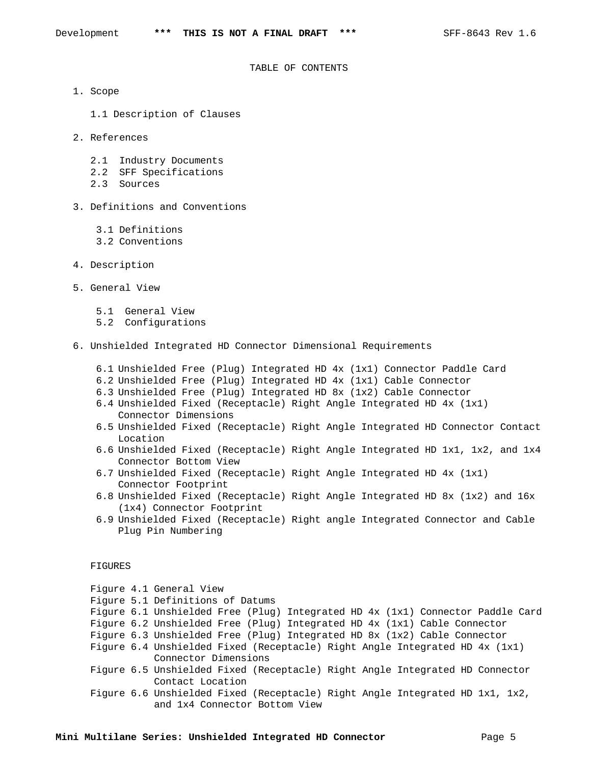TABLE OF CONTENTS

1. Scope

   1.1 Description of Clauses

2. References

   2.1 Industry Documents
   2.2 SFF Specifications
   2.3 Sources

3. Definitions and Conventions

   3.1 Definitions
   3.2 Conventions

4. Description

5. General View

   5.1 General View
   5.2 Configurations

6. Unshielded Integrated HD Connector Dimensional Requirements

   6.1 Unshielded Free (Plug) Integrated HD 4x (1x1) Connector Paddle Card
   6.2 Unshielded Free (Plug) Integrated HD 4x (1x1) Cable Connector
   6.3 Unshielded Free (Plug) Integrated HD 8x (1x2) Cable Connector
   6.4 Unshielded Fixed (Receptacle) Right Angle Integrated HD 4x (1x1) Connector Dimensions
   6.5 Unshielded Fixed (Receptacle) Right Angle Integrated HD Connector Contact Location
   6.6 Unshielded Fixed (Receptacle) Right Angle Integrated HD 1x1, 1x2, and 1x4 Connector Bottom View
   6.7 Unshielded Fixed (Receptacle) Right Angle Integrated HD 4x (1x1) Connector Footprint
   6.8 Unshielded Fixed (Receptacle) Right Angle Integrated HD 8x (1x2) and 16x (1x4) Connector Footprint
   6.9 Unshielded Fixed (Receptacle) Right angle Integrated Connector and Cable Plug Pin Numbering

FIGURES

Figure 4.1 General View
Figure 5.1 Definitions of Datums
Figure 6.1 Unshielded Free (Plug) Integrated HD 4x (1x1) Connector Paddle Card
Figure 6.2 Unshielded Free (Plug) Integrated HD 4x (1x1) Cable Connector
Figure 6.3 Unshielded Free (Plug) Integrated HD 8x (1x2) Cable Connector
Figure 6.4 Unshielded Fixed (Receptacle) Right Angle Integrated HD 4x (1x1) Connector Dimensions
Figure 6.5 Unshielded Fixed (Receptacle) Right Angle Integrated HD Connector Contact Location
Figure 6.6 Unshielded Fixed (Receptacle) Right Angle Integrated HD 1x1, 1x2, and 1x4 Connector Bottom View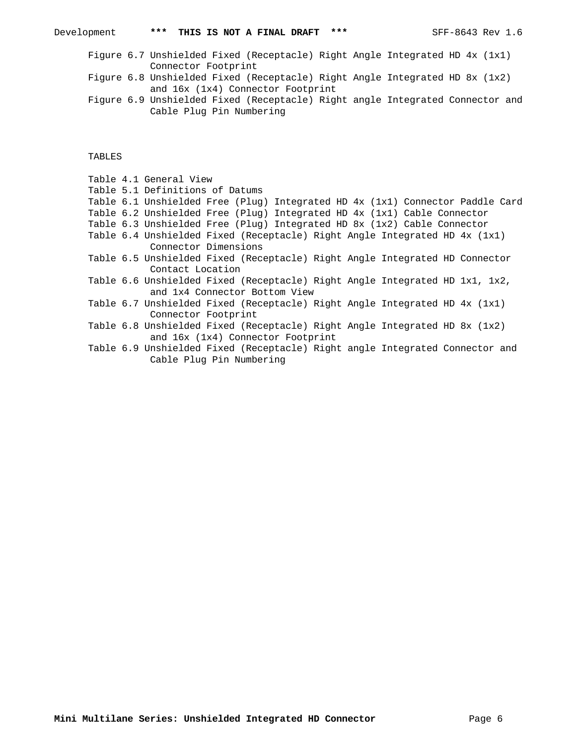Figure 6.7 Unshielded Fixed (Receptacle) Right Angle Integrated HD 4x (1x1) Connector Footprint
Figure 6.8 Unshielded Fixed (Receptacle) Right Angle Integrated HD 8x (1x2) and 16x (1x4) Connector Footprint
Figure 6.9 Unshielded Fixed (Receptacle) Right angle Integrated Connector and Cable Plug Pin Numbering

TABLES

Table 4.1 General View
Table 5.1 Definitions of Datums
Table 6.1 Unshielded Free (Plug) Integrated HD 4x (1x1) Connector Paddle Card
Table 6.2 Unshielded Free (Plug) Integrated HD 4x (1x1) Cable Connector
Table 6.3 Unshielded Free (Plug) Integrated HD 8x (1x2) Cable Connector
Table 6.4 Unshielded Fixed (Receptacle) Right Angle Integrated HD 4x (1x1) Connector Dimensions
Table 6.5 Unshielded Fixed (Receptacle) Right Angle Integrated HD Connector Contact Location
Table 6.6 Unshielded Fixed (Receptacle) Right Angle Integrated HD 1x1, 1x2, and 1x4 Connector Bottom View
Table 6.7 Unshielded Fixed (Receptacle) Right Angle Integrated HD 4x (1x1) Connector Footprint
Table 6.8 Unshielded Fixed (Receptacle) Right Angle Integrated HD 8x (1x2) and 16x (1x4) Connector Footprint
Table 6.9 Unshielded Fixed (Receptacle) Right angle Integrated Connector and Cable Plug Pin Numbering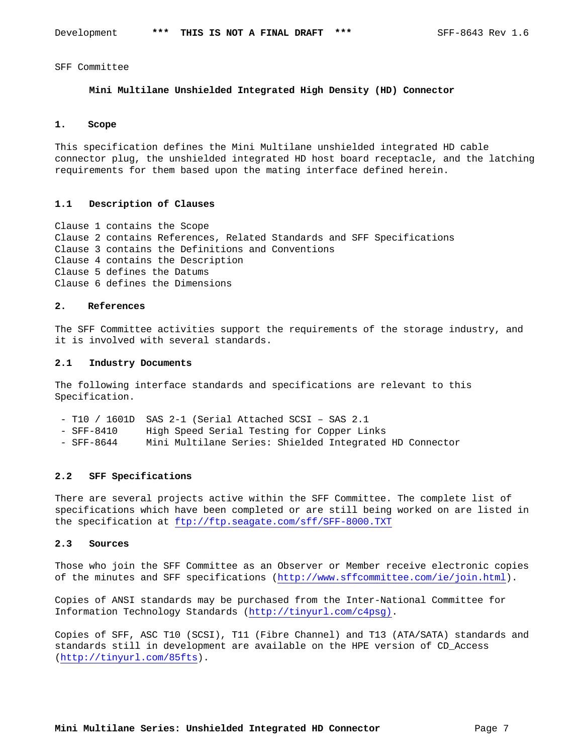SFF Committee

**Mini Multilane Unshielded Integrated High Density (HD) Connector**

## 1. Scope

This specification defines the Mini Multilane unshielded integrated HD cable connector plug, the unshielded integrated HD host board receptacle, and the latching requirements for them based upon the mating interface defined herein.

### 1.1 Description of Clauses

Clause 1 contains the Scope
Clause 2 contains References, Related Standards and SFF Specifications
Clause 3 contains the Definitions and Conventions
Clause 4 contains the Description
Clause 5 defines the Datums
Clause 6 defines the Dimensions

## 2. References

The SFF Committee activities support the requirements of the storage industry, and it is involved with several standards.

### 2.1 Industry Documents

The following interface standards and specifications are relevant to this Specification.

- T10 / 1601D SAS 2-1 (Serial Attached SCSI – SAS 2.1
- SFF-8410 High Speed Serial Testing for Copper Links
- SFF-8644 Mini Multilane Series: Shielded Integrated HD Connector

### 2.2 SFF Specifications

There are several projects active within the SFF Committee. The complete list of specifications which have been completed or are still being worked on are listed in the specification at ftp://ftp.seagate.com/sff/SFF-8000.TXT

### 2.3 Sources

Those who join the SFF Committee as an Observer or Member receive electronic copies of the minutes and SFF specifications (http://www.sffcommittee.com/ie/join.html).

Copies of ANSI standards may be purchased from the Inter-National Committee for Information Technology Standards (http://tinyurl.com/c4psg).

Copies of SFF, ASC T10 (SCSI), T11 (Fibre Channel) and T13 (ATA/SATA) standards and standards still in development are available on the HPE version of CD_Access (http://tinyurl.com/85fts).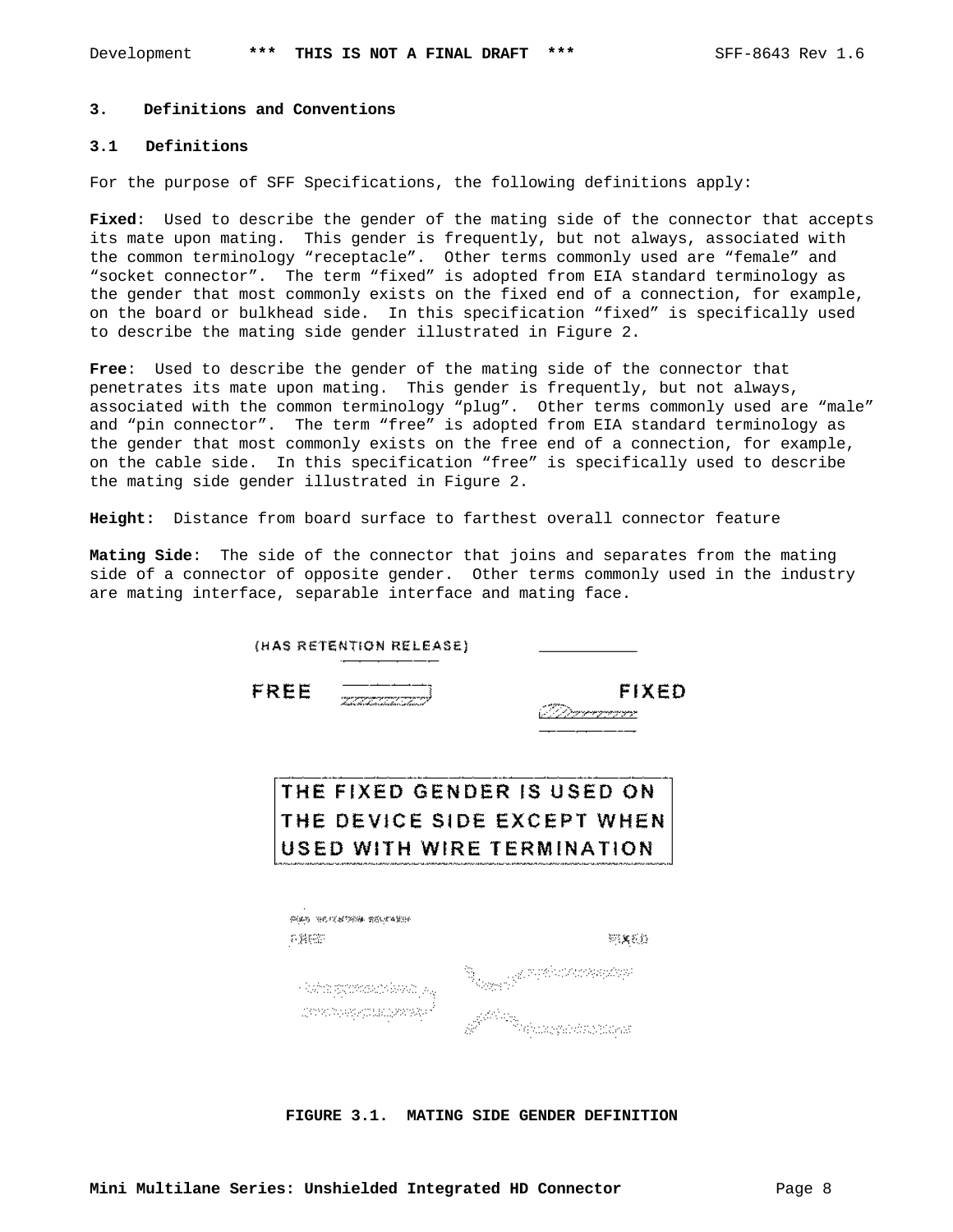## 3. Definitions and Conventions

### 3.1 Definitions

For the purpose of SFF Specifications, the following definitions apply:

**Fixed**: Used to describe the gender of the mating side of the connector that accepts its mate upon mating. This gender is frequently, but not always, associated with the common terminology “receptacle”. Other terms commonly used are “female” and “socket connector”. The term “fixed” is adopted from EIA standard terminology as the gender that most commonly exists on the fixed end of a connection, for example, on the board or bulkhead side. In this specification “fixed” is specifically used to describe the mating side gender illustrated in Figure 2.

**Free**: Used to describe the gender of the mating side of the connector that penetrates its mate upon mating. This gender is frequently, but not always, associated with the common terminology “plug”. Other terms commonly used are “male” and “pin connector”. The term “free” is adopted from EIA standard terminology as the gender that most commonly exists on the free end of a connection, for example, on the cable side. In this specification “free” is specifically used to describe the mating side gender illustrated in Figure 2.

**Height:** Distance from board surface to farthest overall connector feature

**Mating Side**: The side of the connector that joins and separates from the mating side of a connector of opposite gender. Other terms commonly used in the industry are mating interface, separable interface and mating face.

(HAS RETENTION RELEASE)

FREE FIXED

THE FIXED GENDER IS USED ON THE DEVICE SIDE EXCEPT WHEN USED WITH WIRE TERMINATION

**FIGURE 3.1. MATING SIDE GENDER DEFINITION**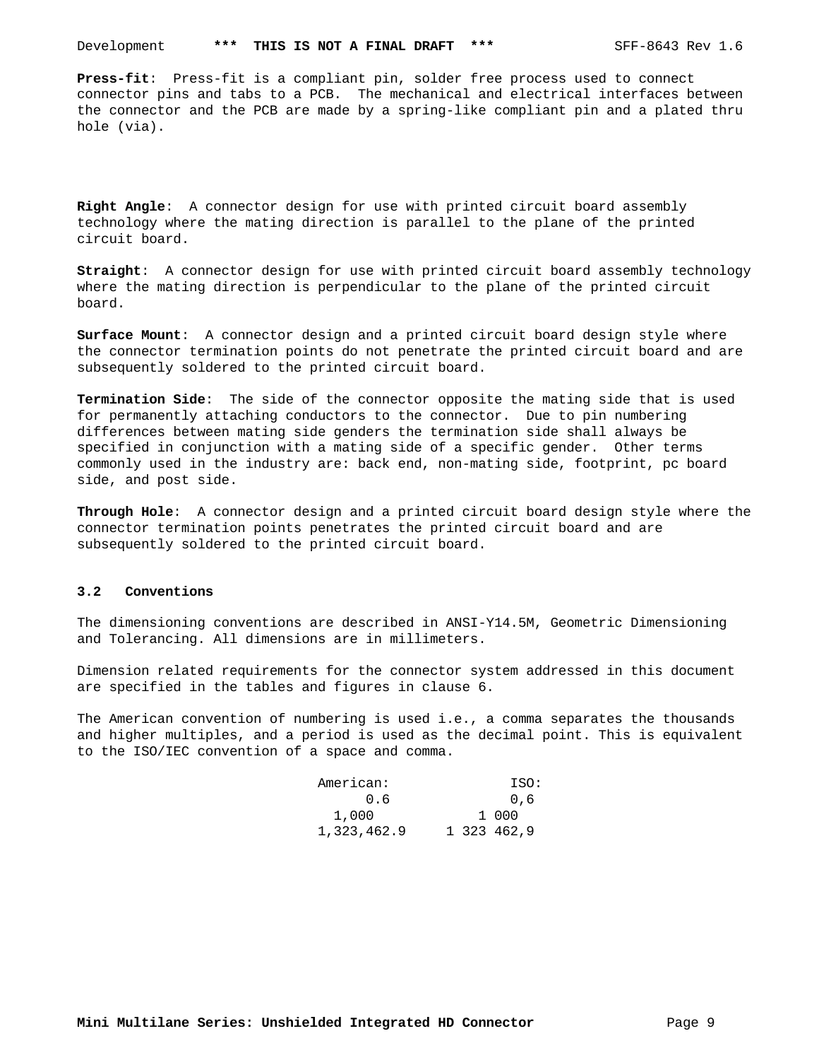**Press-fit**: Press-fit is a compliant pin, solder free process used to connect connector pins and tabs to a PCB. The mechanical and electrical interfaces between the connector and the PCB are made by a spring-like compliant pin and a plated thru hole (via).

**Right Angle**: A connector design for use with printed circuit board assembly technology where the mating direction is parallel to the plane of the printed circuit board.

**Straight**: A connector design for use with printed circuit board assembly technology where the mating direction is perpendicular to the plane of the printed circuit board.

**Surface Mount**: A connector design and a printed circuit board design style where the connector termination points do not penetrate the printed circuit board and are subsequently soldered to the printed circuit board.

**Termination Side**: The side of the connector opposite the mating side that is used for permanently attaching conductors to the connector. Due to pin numbering differences between mating side genders the termination side shall always be specified in conjunction with a mating side of a specific gender. Other terms commonly used in the industry are: back end, non-mating side, footprint, pc board side, and post side.

**Through Hole**: A connector design and a printed circuit board design style where the connector termination points penetrates the printed circuit board and are subsequently soldered to the printed circuit board.

### 3.2 Conventions

The dimensioning conventions are described in ANSI-Y14.5M, Geometric Dimensioning and Tolerancing. All dimensions are in millimeters.

Dimension related requirements for the connector system addressed in this document are specified in the tables and figures in clause 6.

The American convention of numbering is used i.e., a comma separates the thousands and higher multiples, and a period is used as the decimal point. This is equivalent to the ISO/IEC convention of a space and comma.

| American: | ISO: |
|---|---|
| 0.6 | 0,6 |
| 1,000 | 1 000 |
| 1,323,462.9 | 1 323 462,9 |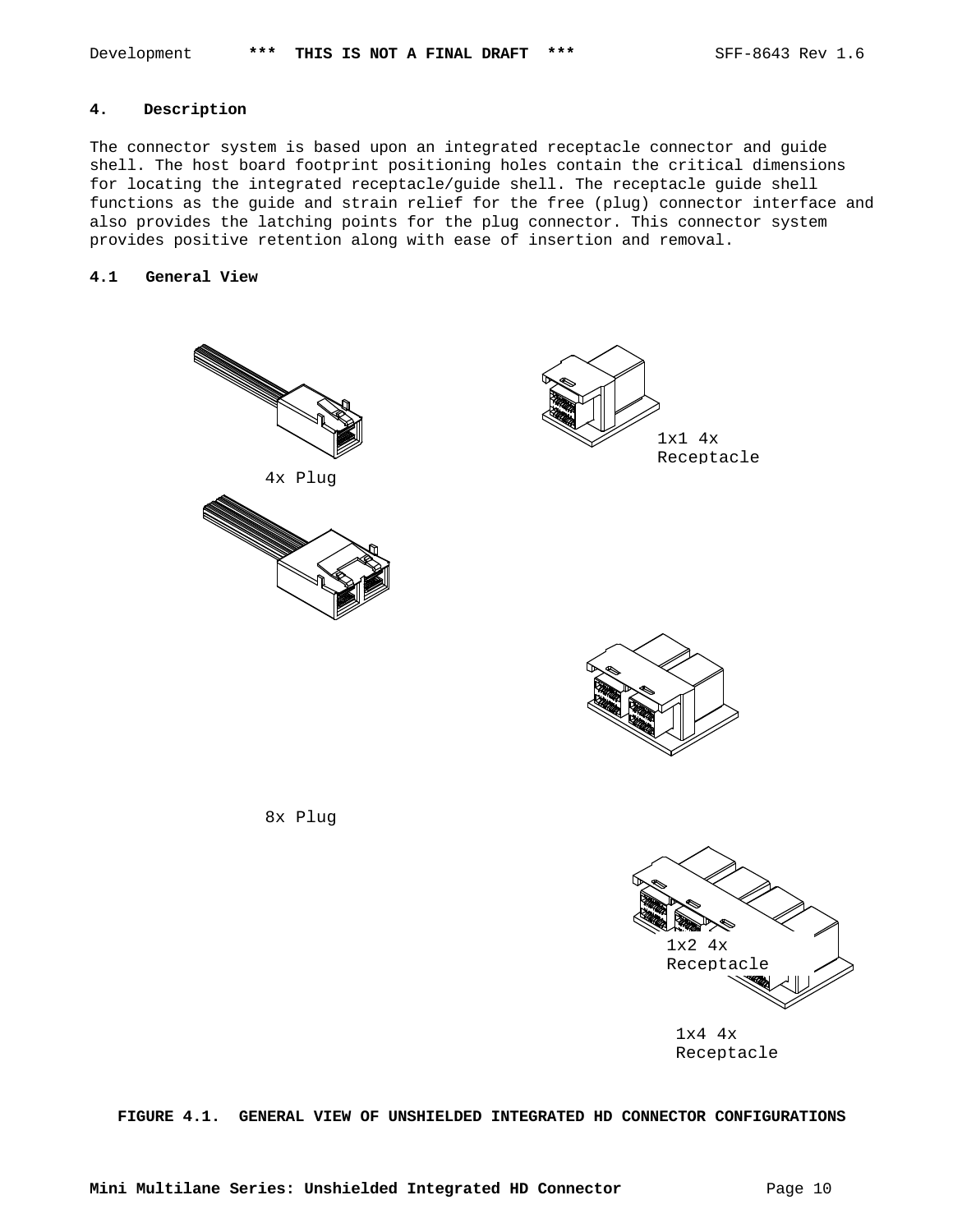## 4. Description

The connector system is based upon an integrated receptacle connector and guide shell. The host board footprint positioning holes contain the critical dimensions for locating the integrated receptacle/guide shell. The receptacle guide shell functions as the guide and strain relief for the free (plug) connector interface and also provides the latching points for the plug connector. This connector system provides positive retention along with ease of insertion and removal.

### 4.1 General View

4x Plug

1x1 4x Receptacle

8x Plug

1x2 4x Receptacle

1x4 4x Receptacle

**FIGURE 4.1. GENERAL VIEW OF UNSHIELDED INTEGRATED HD CONNECTOR CONFIGURATIONS**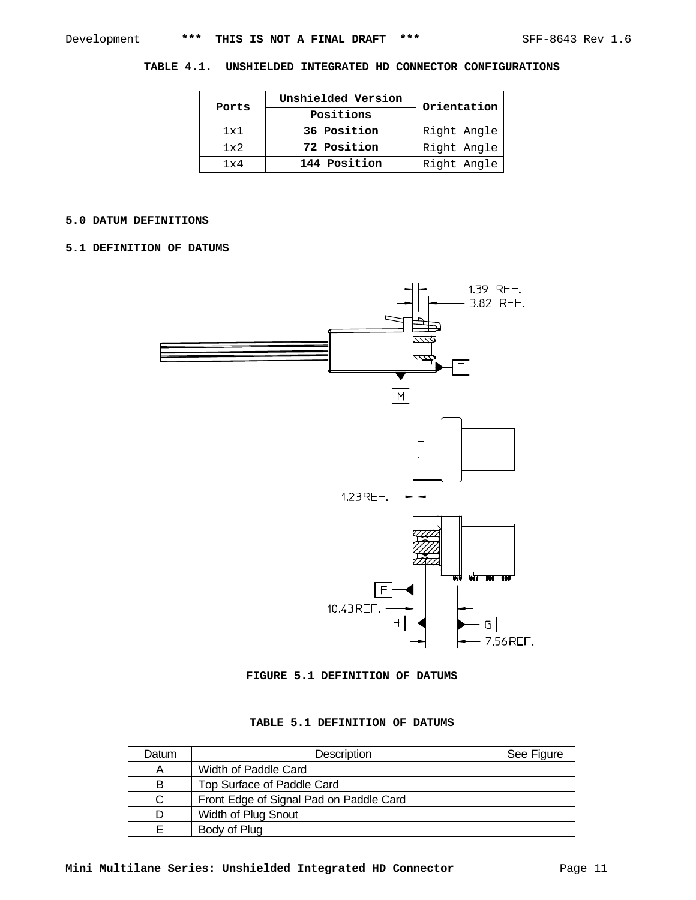**TABLE 4.1. UNSHIELDED INTEGRATED HD CONNECTOR CONFIGURATIONS**

| Ports | Unshielded Version | Orientation |
|---|---|---|
| | Positions | |
| 1x1 | **36 Position** | Right Angle |
| 1x2 | **72 Position** | Right Angle |
| 1x4 | **144 Position** | Right Angle |

## 5.0 DATUM DEFINITIONS

### 5.1 DEFINITION OF DATUMS

1.39 REF.
3.82 REF.
E
M
1.23 REF.
F
10.43 REF.
H
G
7.56 REF.

**FIGURE 5.1 DEFINITION OF DATUMS**

**TABLE 5.1 DEFINITION OF DATUMS**

| Datum | Description | See Figure |
|---|---|---|
| A | Width of Paddle Card | |
| B | Top Surface of Paddle Card | |
| C | Front Edge of Signal Pad on Paddle Card | |
| D | Width of Plug Snout | |
| E | Body of Plug | |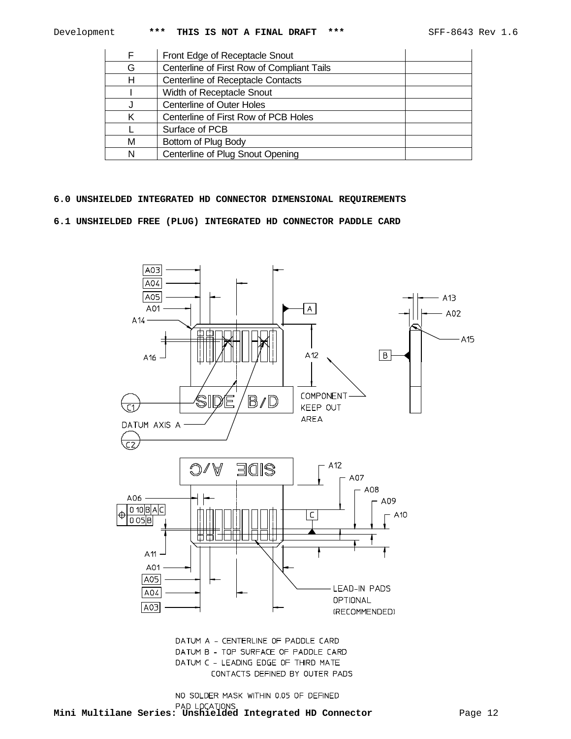| F | Front Edge of Receptacle Snout | |
|---|---|---|
| G | Centerline of First Row of Compliant Tails | |
| H | Centerline of Receptacle Contacts | |
| I | Width of Receptacle Snout | |
| J | Centerline of Outer Holes | |
| K | Centerline of First Row of PCB Holes | |
| L | Surface of PCB | |
| M | Bottom of Plug Body | |
| N | Centerline of Plug Snout Opening | |

## 6.0 UNSHIELDED INTEGRATED HD CONNECTOR DIMENSIONAL REQUIREMENTS

### 6.1 UNSHIELDED FREE (PLUG) INTEGRATED HD CONNECTOR PADDLE CARD

DATUM A - CENTERLINE OF PADDLE CARD
DATUM B - TOP SURFACE OF PADDLE CARD
DATUM C - LEADING EDGE OF THIRD MATE CONTACTS DEFINED BY OUTER PADS

NO SOLDER MASK WITHIN 0.05 OF DEFINED PAD LOCATIONS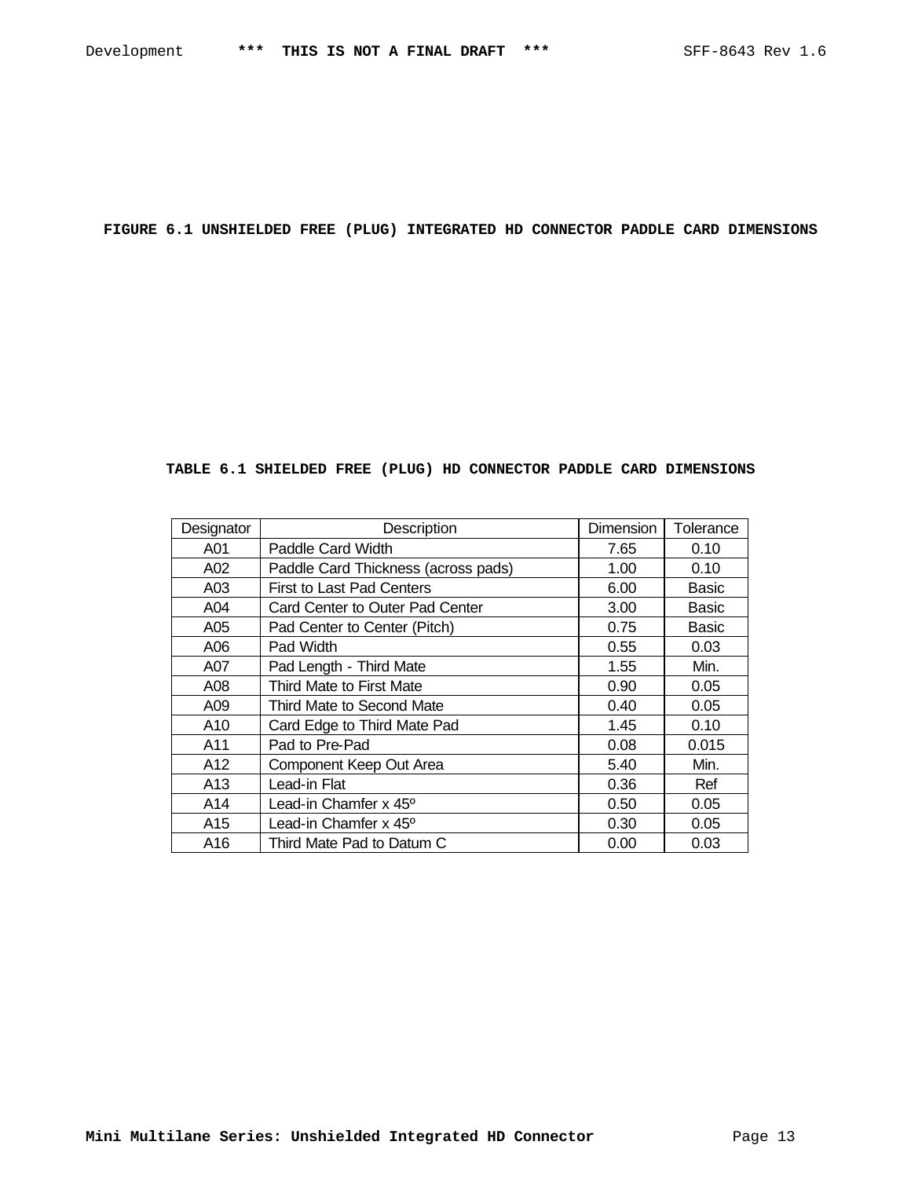**FIGURE 6.1 UNSHIELDED FREE (PLUG) INTEGRATED HD CONNECTOR PADDLE CARD DIMENSIONS**

**TABLE 6.1 SHIELDED FREE (PLUG) HD CONNECTOR PADDLE CARD DIMENSIONS**

| Designator | Description | Dimension | Tolerance |
|---|---|---|---|
| A01 | Paddle Card Width | 7.65 | 0.10 |
| A02 | Paddle Card Thickness (across pads) | 1.00 | 0.10 |
| A03 | First to Last Pad Centers | 6.00 | Basic |
| A04 | Card Center to Outer Pad Center | 3.00 | Basic |
| A05 | Pad Center to Center (Pitch) | 0.75 | Basic |
| A06 | Pad Width | 0.55 | 0.03 |
| A07 | Pad Length - Third Mate | 1.55 | Min. |
| A08 | Third Mate to First Mate | 0.90 | 0.05 |
| A09 | Third Mate to Second Mate | 0.40 | 0.05 |
| A10 | Card Edge to Third Mate Pad | 1.45 | 0.10 |
| A11 | Pad to Pre-Pad | 0.08 | 0.015 |
| A12 | Component Keep Out Area | 5.40 | Min. |
| A13 | Lead-in Flat | 0.36 | Ref |
| A14 | Lead-in Chamfer x 45º | 0.50 | 0.05 |
| A15 | Lead-in Chamfer x 45º | 0.30 | 0.05 |
| A16 | Third Mate Pad to Datum C | 0.00 | 0.03 |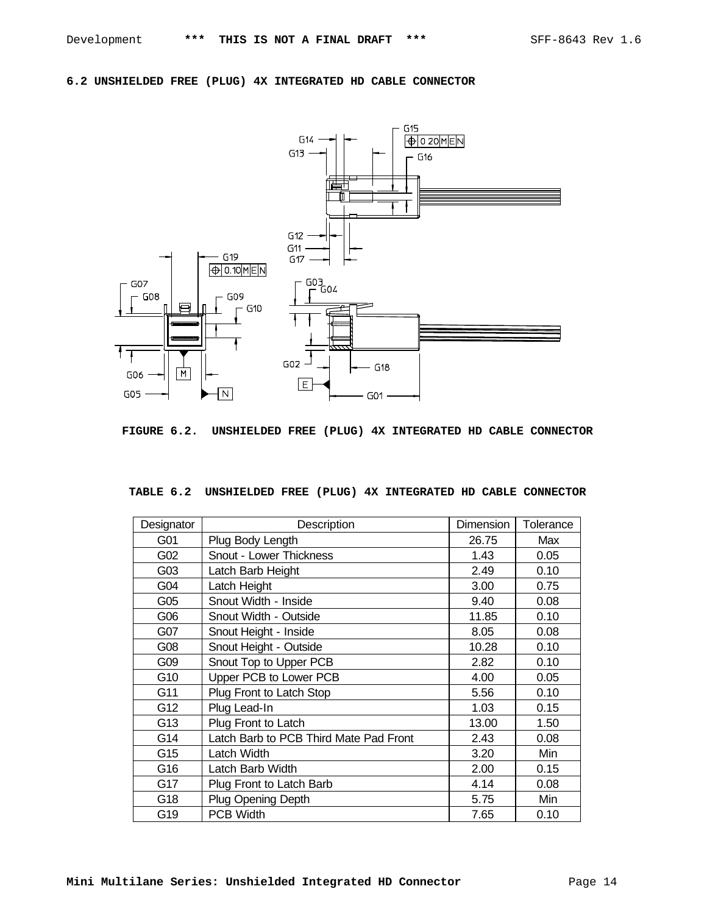## 6.2 UNSHIELDED FREE (PLUG) 4X INTEGRATED HD CABLE CONNECTOR

FIGURE 6.2. UNSHIELDED FREE (PLUG) 4X INTEGRATED HD CABLE CONNECTOR

TABLE 6.2 UNSHIELDED FREE (PLUG) 4X INTEGRATED HD CABLE CONNECTOR

| Designator | Description | Dimension | Tolerance |
|---|---|---|---|
| G01 | Plug Body Length | 26.75 | Max |
| G02 | Snout - Lower Thickness | 1.43 | 0.05 |
| G03 | Latch Barb Height | 2.49 | 0.10 |
| G04 | Latch Height | 3.00 | 0.75 |
| G05 | Snout Width - Inside | 9.40 | 0.08 |
| G06 | Snout Width - Outside | 11.85 | 0.10 |
| G07 | Snout Height - Inside | 8.05 | 0.08 |
| G08 | Snout Height - Outside | 10.28 | 0.10 |
| G09 | Snout Top to Upper PCB | 2.82 | 0.10 |
| G10 | Upper PCB to Lower PCB | 4.00 | 0.05 |
| G11 | Plug Front to Latch Stop | 5.56 | 0.10 |
| G12 | Plug Lead-In | 1.03 | 0.15 |
| G13 | Plug Front to Latch | 13.00 | 1.50 |
| G14 | Latch Barb to PCB Third Mate Pad Front | 2.43 | 0.08 |
| G15 | Latch Width | 3.20 | Min |
| G16 | Latch Barb Width | 2.00 | 0.15 |
| G17 | Plug Front to Latch Barb | 4.14 | 0.08 |
| G18 | Plug Opening Depth | 5.75 | Min |
| G19 | PCB Width | 7.65 | 0.10 |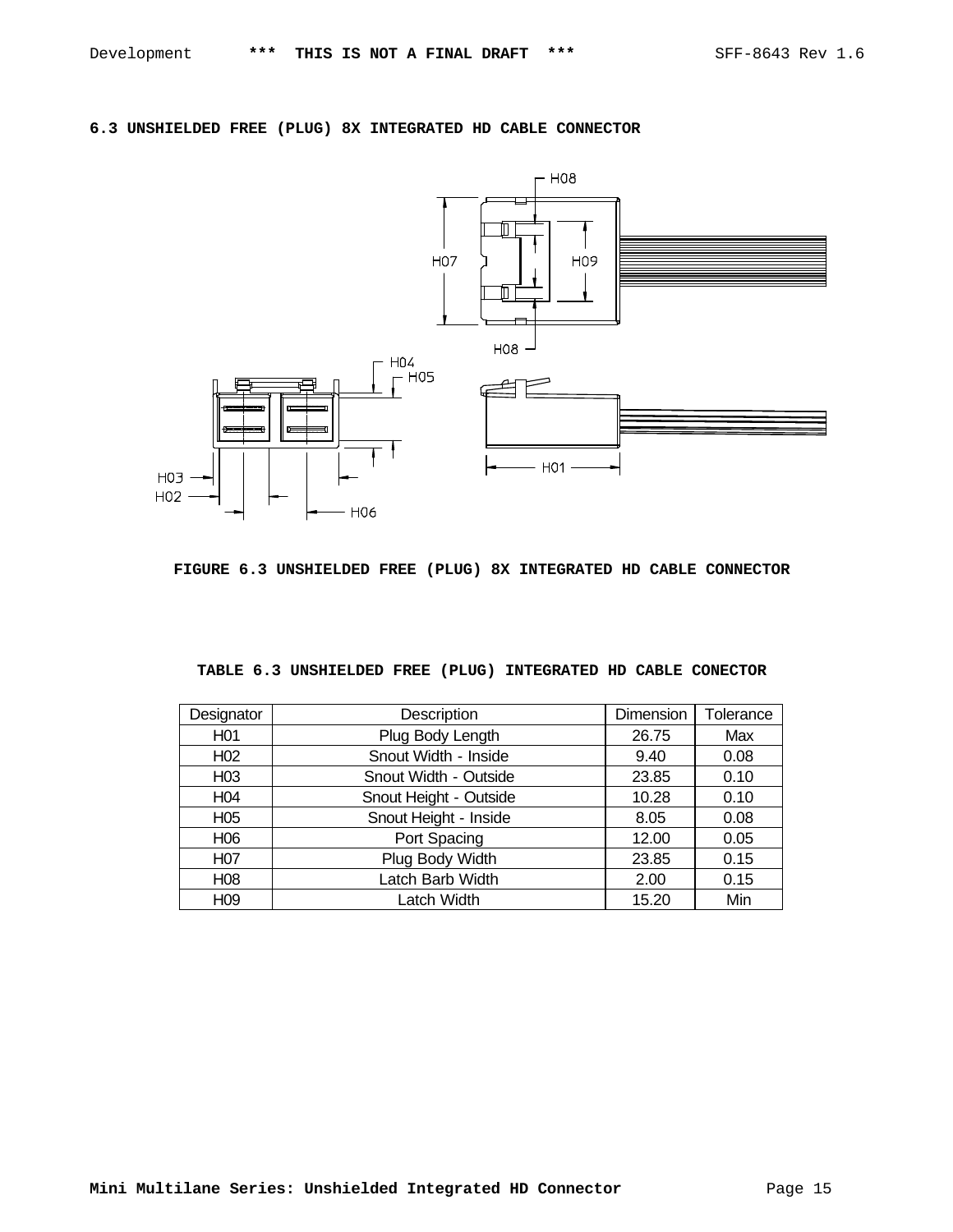## 6.3 UNSHIELDED FREE (PLUG) 8X INTEGRATED HD CABLE CONNECTOR

FIGURE 6.3 UNSHIELDED FREE (PLUG) 8X INTEGRATED HD CABLE CONNECTOR

TABLE 6.3 UNSHIELDED FREE (PLUG) INTEGRATED HD CABLE CONECTOR

| Designator | Description | Dimension | Tolerance |
|---|---|---|---|
| H01 | Plug Body Length | 26.75 | Max |
| H02 | Snout Width - Inside | 9.40 | 0.08 |
| H03 | Snout Width - Outside | 23.85 | 0.10 |
| H04 | Snout Height - Outside | 10.28 | 0.10 |
| H05 | Snout Height - Inside | 8.05 | 0.08 |
| H06 | Port Spacing | 12.00 | 0.05 |
| H07 | Plug Body Width | 23.85 | 0.15 |
| H08 | Latch Barb Width | 2.00 | 0.15 |
| H09 | Latch Width | 15.20 | Min |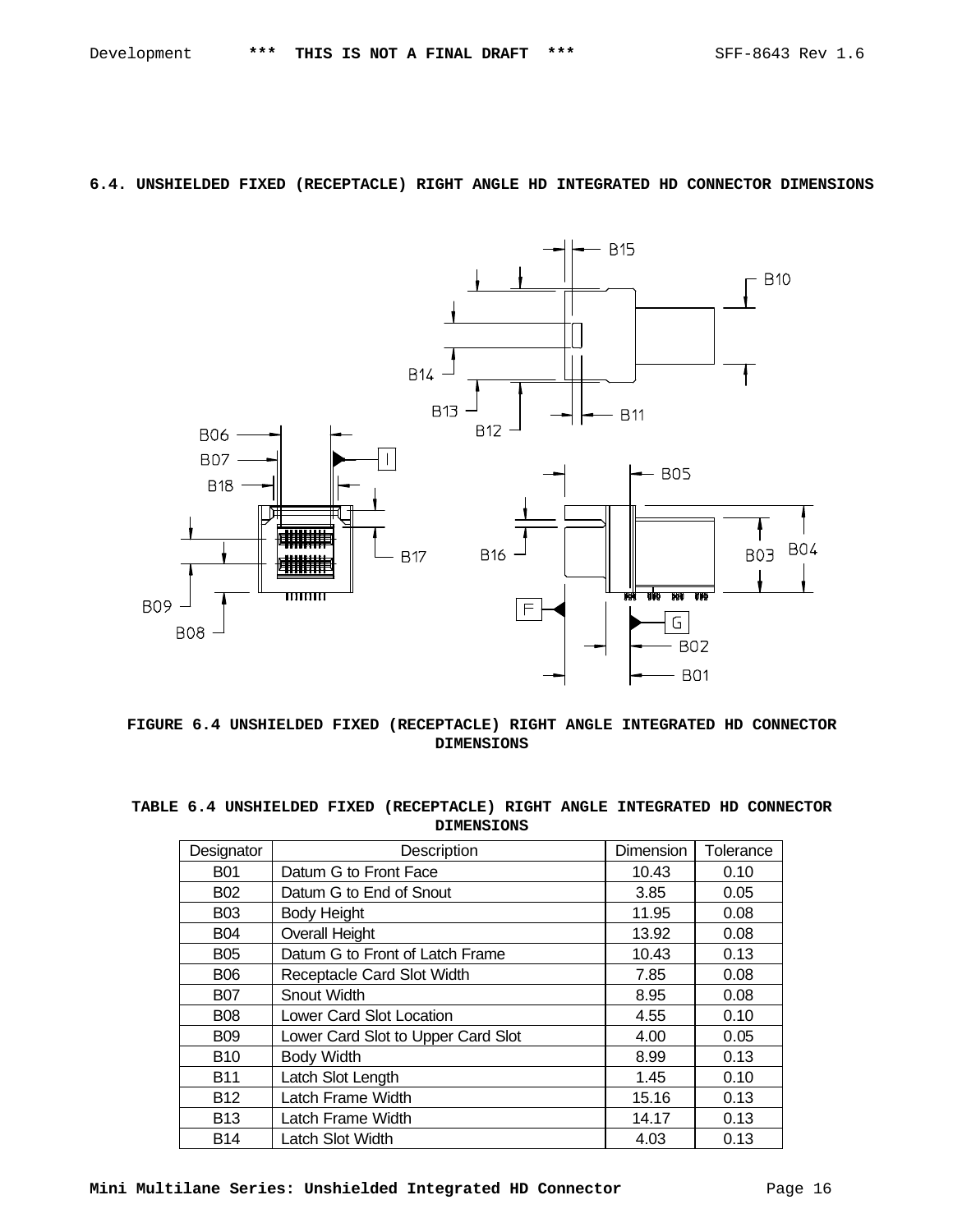### 6.4. UNSHIELDED FIXED (RECEPTACLE) RIGHT ANGLE HD INTEGRATED HD CONNECTOR DIMENSIONS

FIGURE 6.4 UNSHIELDED FIXED (RECEPTACLE) RIGHT ANGLE INTEGRATED HD CONNECTOR DIMENSIONS

TABLE 6.4 UNSHIELDED FIXED (RECEPTACLE) RIGHT ANGLE INTEGRATED HD CONNECTOR DIMENSIONS

| Designator | Description | Dimension | Tolerance |
|---|---|---|---|
| B01 | Datum G to Front Face | 10.43 | 0.10 |
| B02 | Datum G to End of Snout | 3.85 | 0.05 |
| B03 | Body Height | 11.95 | 0.08 |
| B04 | Overall Height | 13.92 | 0.08 |
| B05 | Datum G to Front of Latch Frame | 10.43 | 0.13 |
| B06 | Receptacle Card Slot Width | 7.85 | 0.08 |
| B07 | Snout Width | 8.95 | 0.08 |
| B08 | Lower Card Slot Location | 4.55 | 0.10 |
| B09 | Lower Card Slot to Upper Card Slot | 4.00 | 0.05 |
| B10 | Body Width | 8.99 | 0.13 |
| B11 | Latch Slot Length | 1.45 | 0.10 |
| B12 | Latch Frame Width | 15.16 | 0.13 |
| B13 | Latch Frame Width | 14.17 | 0.13 |
| B14 | Latch Slot Width | 4.03 | 0.13 |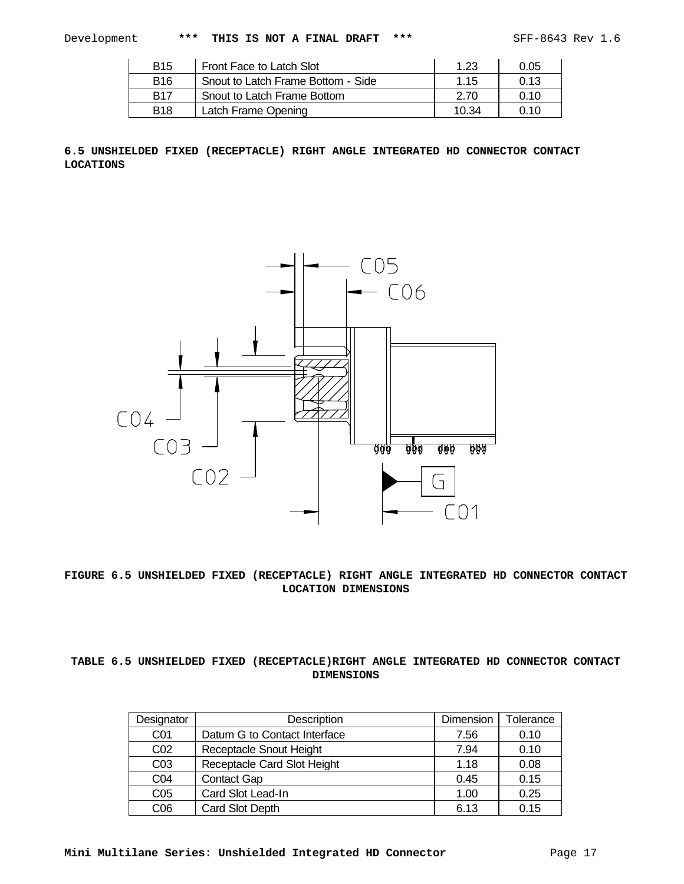| B15 | Front Face to Latch Slot | 1.23 | 0.05 |
|---|---|---|---|
| B16 | Snout to Latch Frame Bottom - Side | 1.15 | 0.13 |
| B17 | Snout to Latch Frame Bottom | 2.70 | 0.10 |
| B18 | Latch Frame Opening | 10.34 | 0.10 |

## 6.5 UNSHIELDED FIXED (RECEPTACLE) RIGHT ANGLE INTEGRATED HD CONNECTOR CONTACT LOCATIONS

**FIGURE 6.5 UNSHIELDED FIXED (RECEPTACLE) RIGHT ANGLE INTEGRATED HD CONNECTOR CONTACT LOCATION DIMENSIONS**

**TABLE 6.5 UNSHIELDED FIXED (RECEPTACLE)RIGHT ANGLE INTEGRATED HD CONNECTOR CONTACT DIMENSIONS**

| Designator | Description | Dimension | Tolerance |
|---|---|---|---|
| C01 | Datum G to Contact Interface | 7.56 | 0.10 |
| C02 | Receptacle Snout Height | 7.94 | 0.10 |
| C03 | Receptacle Card Slot Height | 1.18 | 0.08 |
| C04 | Contact Gap | 0.45 | 0.15 |
| C05 | Card Slot Lead-In | 1.00 | 0.25 |
| C06 | Card Slot Depth | 6.13 | 0.15 |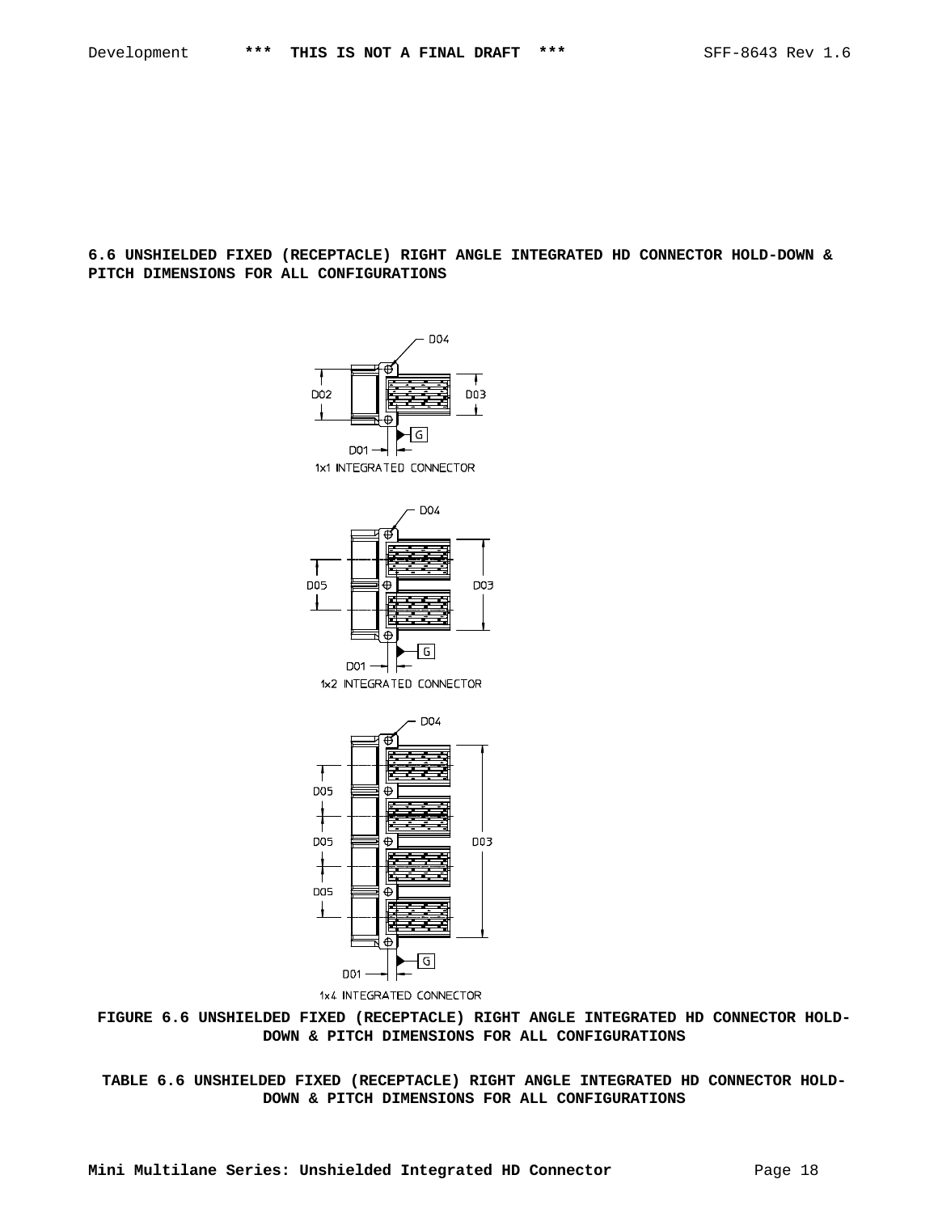## 6.6 UNSHIELDED FIXED (RECEPTACLE) RIGHT ANGLE INTEGRATED HD CONNECTOR HOLD-DOWN & PITCH DIMENSIONS FOR ALL CONFIGURATIONS

D04

D02 D03

G

D01

1x1 INTEGRATED CONNECTOR

D04

D05 D03

G

D01

1x2 INTEGRATED CONNECTOR

D04

D05

D05 D03

D05

G

D01

1x4 INTEGRATED CONNECTOR

**FIGURE 6.6 UNSHIELDED FIXED (RECEPTACLE) RIGHT ANGLE INTEGRATED HD CONNECTOR HOLD-DOWN & PITCH DIMENSIONS FOR ALL CONFIGURATIONS**

**TABLE 6.6 UNSHIELDED FIXED (RECEPTACLE) RIGHT ANGLE INTEGRATED HD CONNECTOR HOLD-DOWN & PITCH DIMENSIONS FOR ALL CONFIGURATIONS**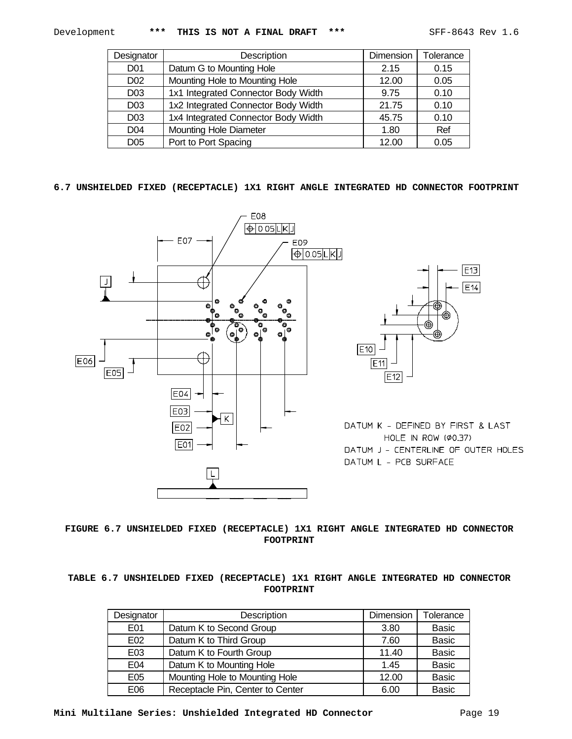| Designator | Description | Dimension | Tolerance |
|---|---|---|---|
| D01 | Datum G to Mounting Hole | 2.15 | 0.15 |
| D02 | Mounting Hole to Mounting Hole | 12.00 | 0.05 |
| D03 | 1x1 Integrated Connector Body Width | 9.75 | 0.10 |
| D03 | 1x2 Integrated Connector Body Width | 21.75 | 0.10 |
| D03 | 1x4 Integrated Connector Body Width | 45.75 | 0.10 |
| D04 | Mounting Hole Diameter | 1.80 | Ref |
| D05 | Port to Port Spacing | 12.00 | 0.05 |

## 6.7 UNSHIELDED FIXED (RECEPTACLE) 1X1 RIGHT ANGLE INTEGRATED HD CONNECTOR FOOTPRINT

DATUM K - DEFINED BY FIRST & LAST HOLE IN ROW (Ø0.37)

DATUM J - CENTERLINE OF OUTER HOLES

DATUM L - PCB SURFACE

**FIGURE 6.7 UNSHIELDED FIXED (RECEPTACLE) 1X1 RIGHT ANGLE INTEGRATED HD CONNECTOR FOOTPRINT**

**TABLE 6.7 UNSHIELDED FIXED (RECEPTACLE) 1X1 RIGHT ANGLE INTEGRATED HD CONNECTOR FOOTPRINT**

| Designator | Description | Dimension | Tolerance |
|---|---|---|---|
| E01 | Datum K to Second Group | 3.80 | Basic |
| E02 | Datum K to Third Group | 7.60 | Basic |
| E03 | Datum K to Fourth Group | 11.40 | Basic |
| E04 | Datum K to Mounting Hole | 1.45 | Basic |
| E05 | Mounting Hole to Mounting Hole | 12.00 | Basic |
| E06 | Receptacle Pin, Center to Center | 6.00 | Basic |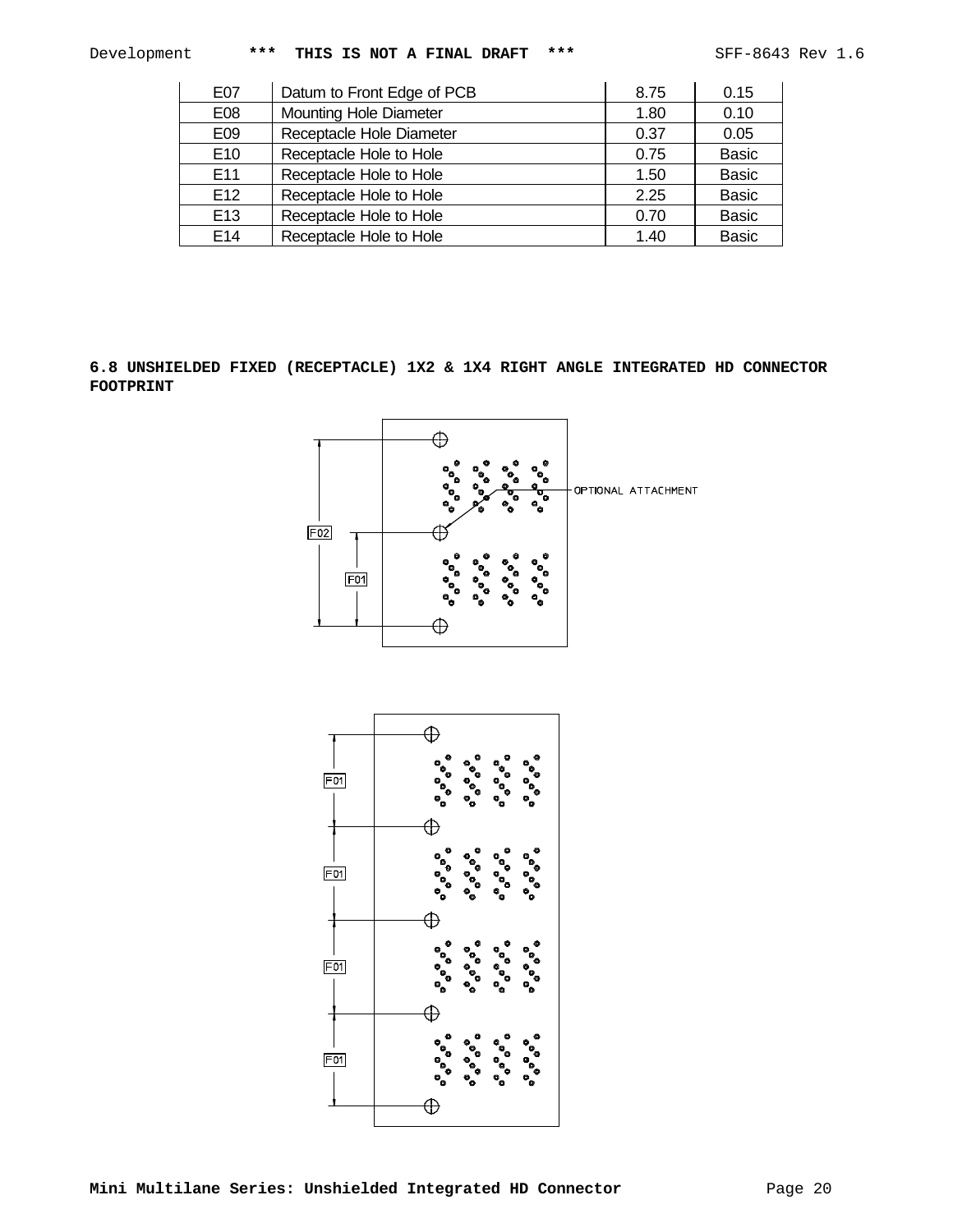| E07 | Datum to Front Edge of PCB | 8.75 | 0.15 |
|---|---|---|---|
| E08 | Mounting Hole Diameter | 1.80 | 0.10 |
| E09 | Receptacle Hole Diameter | 0.37 | 0.05 |
| E10 | Receptacle Hole to Hole | 0.75 | Basic |
| E11 | Receptacle Hole to Hole | 1.50 | Basic |
| E12 | Receptacle Hole to Hole | 2.25 | Basic |
| E13 | Receptacle Hole to Hole | 0.70 | Basic |
| E14 | Receptacle Hole to Hole | 1.40 | Basic |

## 6.8 UNSHIELDED FIXED (RECEPTACLE) 1X2 & 1X4 RIGHT ANGLE INTEGRATED HD CONNECTOR FOOTPRINT

OPTIONAL ATTACHMENT

F02

F01

F01

F01

F01

F01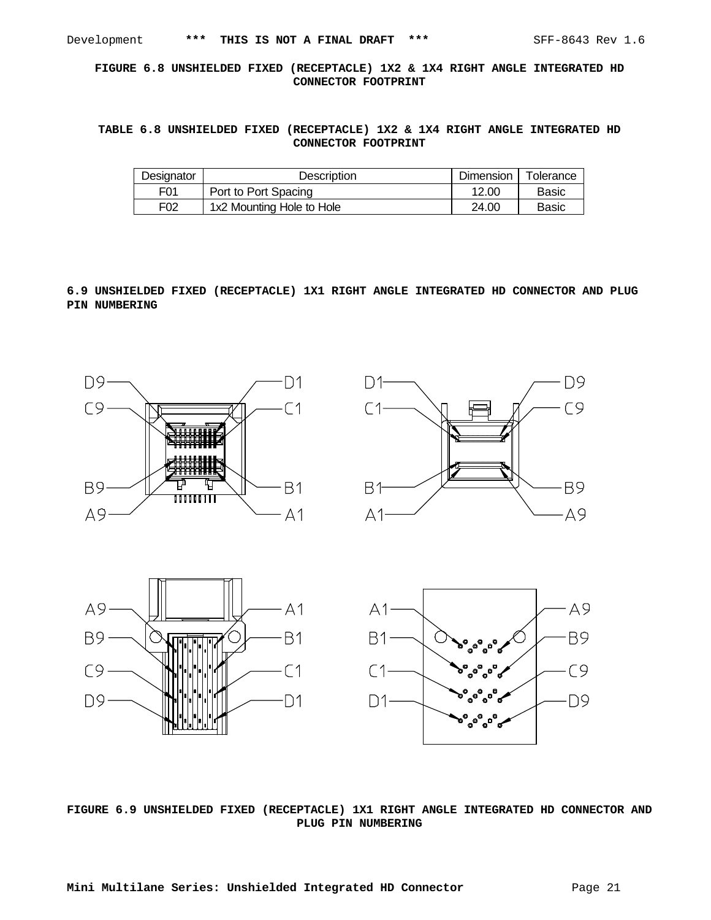**FIGURE 6.8 UNSHIELDED FIXED (RECEPTACLE) 1X2 & 1X4 RIGHT ANGLE INTEGRATED HD CONNECTOR FOOTPRINT**

**TABLE 6.8 UNSHIELDED FIXED (RECEPTACLE) 1X2 & 1X4 RIGHT ANGLE INTEGRATED HD CONNECTOR FOOTPRINT**

| Designator | Description | Dimension | Tolerance |
|---|---|---|---|
| F01 | Port to Port Spacing | 12.00 | Basic |
| F02 | 1x2 Mounting Hole to Hole | 24.00 | Basic |

## 6.9 UNSHIELDED FIXED (RECEPTACLE) 1X1 RIGHT ANGLE INTEGRATED HD CONNECTOR AND PLUG PIN NUMBERING

D9
C9
B9
A9
D1
C1
B1
A1

D1
C1
B1
A1
D9
C9
B9
A9

A9
B9
C9
D9
A1
B1
C1
D1

A1
B1
C1
D1
A9
B9
C9
D9

**FIGURE 6.9 UNSHIELDED FIXED (RECEPTACLE) 1X1 RIGHT ANGLE INTEGRATED HD CONNECTOR AND PLUG PIN NUMBERING**